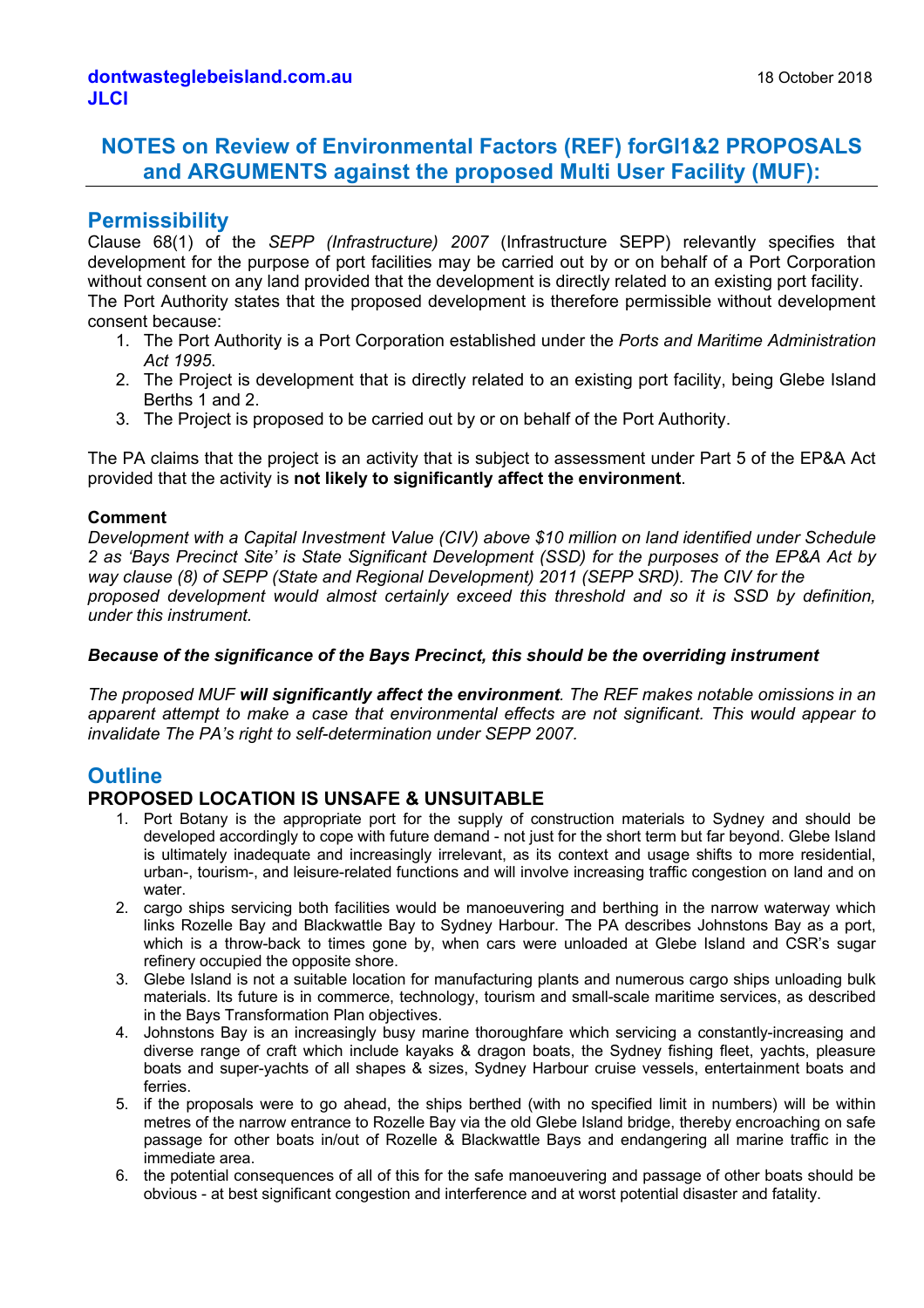**dontwasteglebeisland.com.au**
**JLCI**

18 October 2018

# NOTES on Review of Environmental Factors (REF) forGI1&2 PROPOSALS and ARGUMENTS against the proposed Multi User Facility (MUF):

## Permissibility

Clause 68(1) of the *SEPP (Infrastructure) 2007* (Infrastructure SEPP) relevantly specifies that development for the purpose of port facilities may be carried out by or on behalf of a Port Corporation without consent on any land provided that the development is directly related to an existing port facility.
The Port Authority states that the proposed development is therefore permissible without development consent because:

1. The Port Authority is a Port Corporation established under the *Ports and Maritime Administration Act 1995*.
2. The Project is development that is directly related to an existing port facility, being Glebe Island Berths 1 and 2.
3. The Project is proposed to be carried out by or on behalf of the Port Authority.

The PA claims that the project is an activity that is subject to assessment under Part 5 of the EP&A Act provided that the activity is **not likely to significantly affect the environment**.

### Comment

*Development with a Capital Investment Value (CIV) above $10 million on land identified under Schedule 2 as 'Bays Precinct Site' is State Significant Development (SSD) for the purposes of the EP&A Act by way clause (8) of SEPP (State and Regional Development) 2011 (SEPP SRD). The CIV for the proposed development would almost certainly exceed this threshold and so it is SSD by definition, under this instrument.*

***Because of the significance of the Bays Precinct, this should be the overriding instrument***

*The proposed MUF **will significantly affect the environment**. The REF makes notable omissions in an apparent attempt to make a case that environmental effects are not significant. This would appear to invalidate The PA's right to self-determination under SEPP 2007.*

## Outline

### PROPOSED LOCATION IS UNSAFE & UNSUITABLE

1. Port Botany is the appropriate port for the supply of construction materials to Sydney and should be developed accordingly to cope with future demand - not just for the short term but far beyond. Glebe Island is ultimately inadequate and increasingly irrelevant, as its context and usage shifts to more residential, urban-, tourism-, and leisure-related functions and will involve increasing traffic congestion on land and on water.
2. cargo ships servicing both facilities would be manoeuvering and berthing in the narrow waterway which links Rozelle Bay and Blackwattle Bay to Sydney Harbour. The PA describes Johnstons Bay as a port, which is a throw-back to times gone by, when cars were unloaded at Glebe Island and CSR's sugar refinery occupied the opposite shore.
3. Glebe Island is not a suitable location for manufacturing plants and numerous cargo ships unloading bulk materials. Its future is in commerce, technology, tourism and small-scale maritime services, as described in the Bays Transformation Plan objectives.
4. Johnstons Bay is an increasingly busy marine thoroughfare which servicing a constantly-increasing and diverse range of craft which include kayaks & dragon boats, the Sydney fishing fleet, yachts, pleasure boats and super-yachts of all shapes & sizes, Sydney Harbour cruise vessels, entertainment boats and ferries.
5. if the proposals were to go ahead, the ships berthed (with no specified limit in numbers) will be within metres of the narrow entrance to Rozelle Bay via the old Glebe Island bridge, thereby encroaching on safe passage for other boats in/out of Rozelle & Blackwattle Bays and endangering all marine traffic in the immediate area.
6. the potential consequences of all of this for the safe manoeuvering and passage of other boats should be obvious - at best significant congestion and interference and at worst potential disaster and fatality.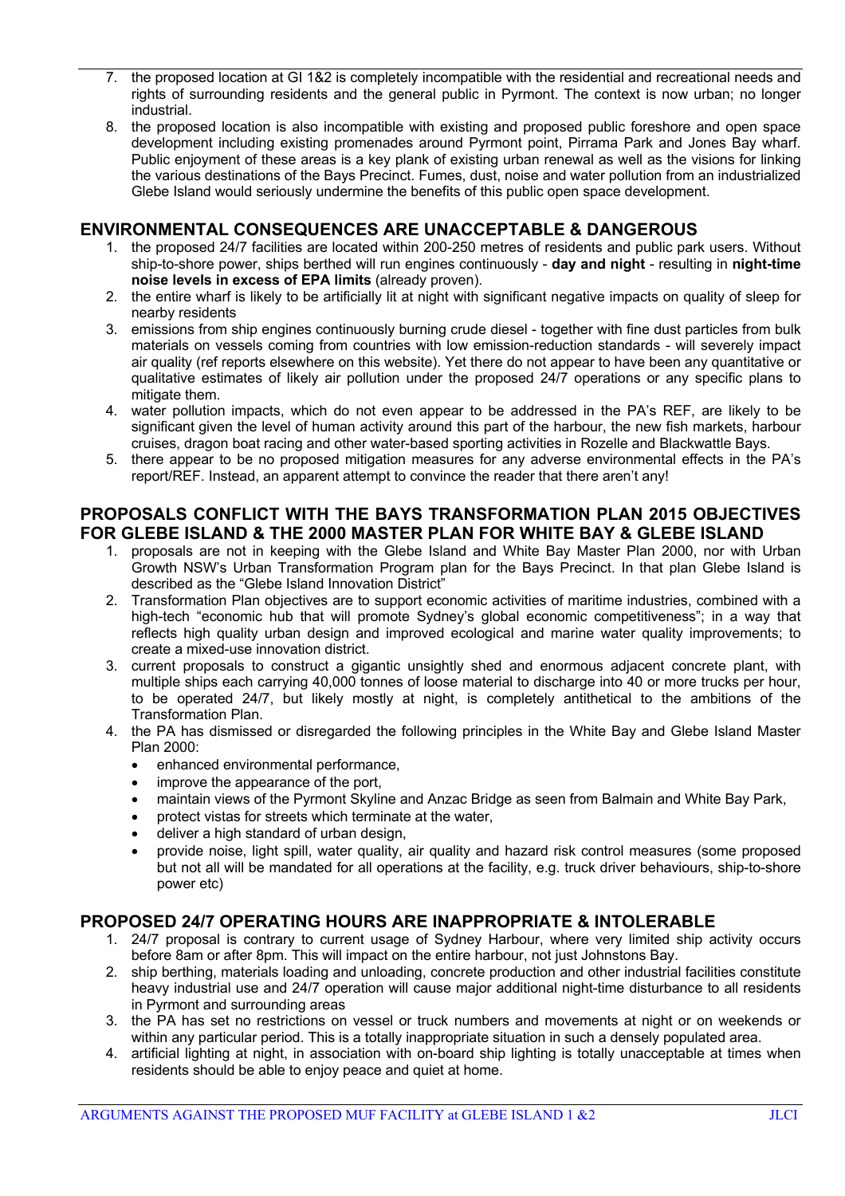7. the proposed location at GI 1&2 is completely incompatible with the residential and recreational needs and rights of surrounding residents and the general public in Pyrmont. The context is now urban; no longer industrial.
8. the proposed location is also incompatible with existing and proposed public foreshore and open space development including existing promenades around Pyrmont point, Pirrama Park and Jones Bay wharf. Public enjoyment of these areas is a key plank of existing urban renewal as well as the visions for linking the various destinations of the Bays Precinct. Fumes, dust, noise and water pollution from an industrialized Glebe Island would seriously undermine the benefits of this public open space development.

## ENVIRONMENTAL CONSEQUENCES ARE UNACCEPTABLE & DANGEROUS

1. the proposed 24/7 facilities are located within 200-250 metres of residents and public park users. Without ship-to-shore power, ships berthed will run engines continuously - **day and night** - resulting in **night-time noise levels in excess of EPA limits** (already proven).
2. the entire wharf is likely to be artificially lit at night with significant negative impacts on quality of sleep for nearby residents
3. emissions from ship engines continuously burning crude diesel - together with fine dust particles from bulk materials on vessels coming from countries with low emission-reduction standards - will severely impact air quality (ref reports elsewhere on this website). Yet there do not appear to have been any quantitative or qualitative estimates of likely air pollution under the proposed 24/7 operations or any specific plans to mitigate them.
4. water pollution impacts, which do not even appear to be addressed in the PA's REF, are likely to be significant given the level of human activity around this part of the harbour, the new fish markets, harbour cruises, dragon boat racing and other water-based sporting activities in Rozelle and Blackwattle Bays.
5. there appear to be no proposed mitigation measures for any adverse environmental effects in the PA's report/REF. Instead, an apparent attempt to convince the reader that there aren't any!

## PROPOSALS CONFLICT WITH THE BAYS TRANSFORMATION PLAN 2015 OBJECTIVES FOR GLEBE ISLAND & THE 2000 MASTER PLAN FOR WHITE BAY & GLEBE ISLAND

1. proposals are not in keeping with the Glebe Island and White Bay Master Plan 2000, nor with Urban Growth NSW's Urban Transformation Program plan for the Bays Precinct. In that plan Glebe Island is described as the "Glebe Island Innovation District"
2. Transformation Plan objectives are to support economic activities of maritime industries, combined with a high-tech "economic hub that will promote Sydney's global economic competitiveness"; in a way that reflects high quality urban design and improved ecological and marine water quality improvements; to create a mixed-use innovation district.
3. current proposals to construct a gigantic unsightly shed and enormous adjacent concrete plant, with multiple ships each carrying 40,000 tonnes of loose material to discharge into 40 or more trucks per hour, to be operated 24/7, but likely mostly at night, is completely antithetical to the ambitions of the Transformation Plan.
4. the PA has dismissed or disregarded the following principles in the White Bay and Glebe Island Master Plan 2000:
   - enhanced environmental performance,
   - improve the appearance of the port,
   - maintain views of the Pyrmont Skyline and Anzac Bridge as seen from Balmain and White Bay Park,
   - protect vistas for streets which terminate at the water,
   - deliver a high standard of urban design,
   - provide noise, light spill, water quality, air quality and hazard risk control measures (some proposed but not all will be mandated for all operations at the facility, e.g. truck driver behaviours, ship-to-shore power etc)

## PROPOSED 24/7 OPERATING HOURS ARE INAPPROPRIATE & INTOLERABLE

1. 24/7 proposal is contrary to current usage of Sydney Harbour, where very limited ship activity occurs before 8am or after 8pm. This will impact on the entire harbour, not just Johnstons Bay.
2. ship berthing, materials loading and unloading, concrete production and other industrial facilities constitute heavy industrial use and 24/7 operation will cause major additional night-time disturbance to all residents in Pyrmont and surrounding areas
3. the PA has set no restrictions on vessel or truck numbers and movements at night or on weekends or within any particular period. This is a totally inappropriate situation in such a densely populated area.
4. artificial lighting at night, in association with on-board ship lighting is totally unacceptable at times when residents should be able to enjoy peace and quiet at home.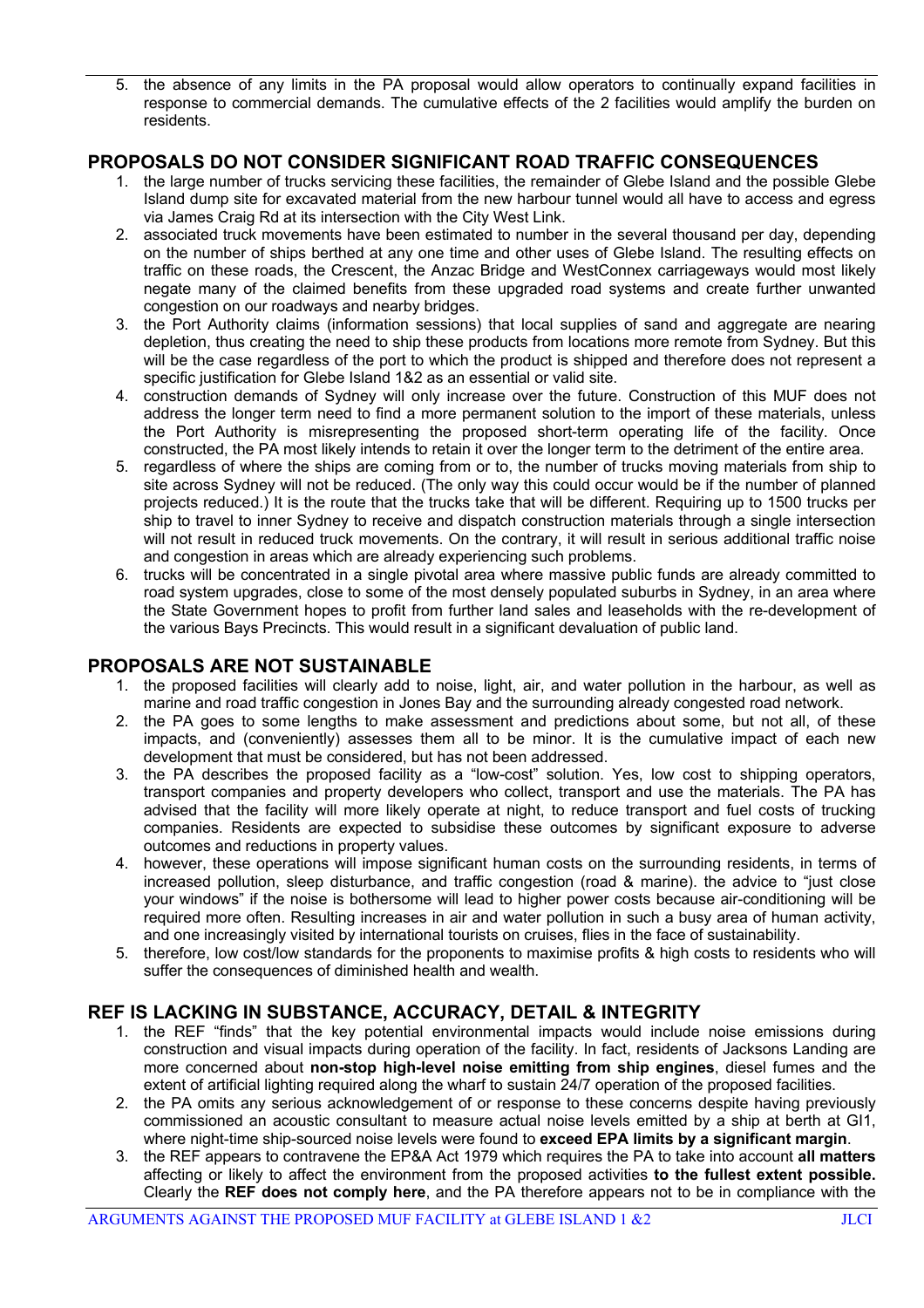5. the absence of any limits in the PA proposal would allow operators to continually expand facilities in response to commercial demands. The cumulative effects of the 2 facilities would amplify the burden on residents.

## PROPOSALS DO NOT CONSIDER SIGNIFICANT ROAD TRAFFIC CONSEQUENCES

1. the large number of trucks servicing these facilities, the remainder of Glebe Island and the possible Glebe Island dump site for excavated material from the new harbour tunnel would all have to access and egress via James Craig Rd at its intersection with the City West Link.
2. associated truck movements have been estimated to number in the several thousand per day, depending on the number of ships berthed at any one time and other uses of Glebe Island. The resulting effects on traffic on these roads, the Crescent, the Anzac Bridge and WestConnex carriageways would most likely negate many of the claimed benefits from these upgraded road systems and create further unwanted congestion on our roadways and nearby bridges.
3. the Port Authority claims (information sessions) that local supplies of sand and aggregate are nearing depletion, thus creating the need to ship these products from locations more remote from Sydney. But this will be the case regardless of the port to which the product is shipped and therefore does not represent a specific justification for Glebe Island 1&2 as an essential or valid site.
4. construction demands of Sydney will only increase over the future. Construction of this MUF does not address the longer term need to find a more permanent solution to the import of these materials, unless the Port Authority is misrepresenting the proposed short-term operating life of the facility. Once constructed, the PA most likely intends to retain it over the longer term to the detriment of the entire area.
5. regardless of where the ships are coming from or to, the number of trucks moving materials from ship to site across Sydney will not be reduced. (The only way this could occur would be if the number of planned projects reduced.) It is the route that the trucks take that will be different. Requiring up to 1500 trucks per ship to travel to inner Sydney to receive and dispatch construction materials through a single intersection will not result in reduced truck movements. On the contrary, it will result in serious additional traffic noise and congestion in areas which are already experiencing such problems.
6. trucks will be concentrated in a single pivotal area where massive public funds are already committed to road system upgrades, close to some of the most densely populated suburbs in Sydney, in an area where the State Government hopes to profit from further land sales and leaseholds with the re-development of the various Bays Precincts. This would result in a significant devaluation of public land.

## PROPOSALS ARE NOT SUSTAINABLE

1. the proposed facilities will clearly add to noise, light, air, and water pollution in the harbour, as well as marine and road traffic congestion in Jones Bay and the surrounding already congested road network.
2. the PA goes to some lengths to make assessment and predictions about some, but not all, of these impacts, and (conveniently) assesses them all to be minor. It is the cumulative impact of each new development that must be considered, but has not been addressed.
3. the PA describes the proposed facility as a "low-cost" solution. Yes, low cost to shipping operators, transport companies and property developers who collect, transport and use the materials. The PA has advised that the facility will more likely operate at night, to reduce transport and fuel costs of trucking companies. Residents are expected to subsidise these outcomes by significant exposure to adverse outcomes and reductions in property values.
4. however, these operations will impose significant human costs on the surrounding residents, in terms of increased pollution, sleep disturbance, and traffic congestion (road & marine). the advice to "just close your windows" if the noise is bothersome will lead to higher power costs because air-conditioning will be required more often. Resulting increases in air and water pollution in such a busy area of human activity, and one increasingly visited by international tourists on cruises, flies in the face of sustainability.
5. therefore, low cost/low standards for the proponents to maximise profits & high costs to residents who will suffer the consequences of diminished health and wealth.

## REF IS LACKING IN SUBSTANCE, ACCURACY, DETAIL & INTEGRITY

1. the REF "finds" that the key potential environmental impacts would include noise emissions during construction and visual impacts during operation of the facility. In fact, residents of Jacksons Landing are more concerned about **non-stop high-level noise emitting from ship engines**, diesel fumes and the extent of artificial lighting required along the wharf to sustain 24/7 operation of the proposed facilities.
2. the PA omits any serious acknowledgement of or response to these concerns despite having previously commissioned an acoustic consultant to measure actual noise levels emitted by a ship at berth at GI1, where night-time ship-sourced noise levels were found to **exceed EPA limits by a significant margin**.
3. the REF appears to contravene the EP&A Act 1979 which requires the PA to take into account **all matters** affecting or likely to affect the environment from the proposed activities **to the fullest extent possible.** Clearly the **REF does not comply here**, and the PA therefore appears not to be in compliance with the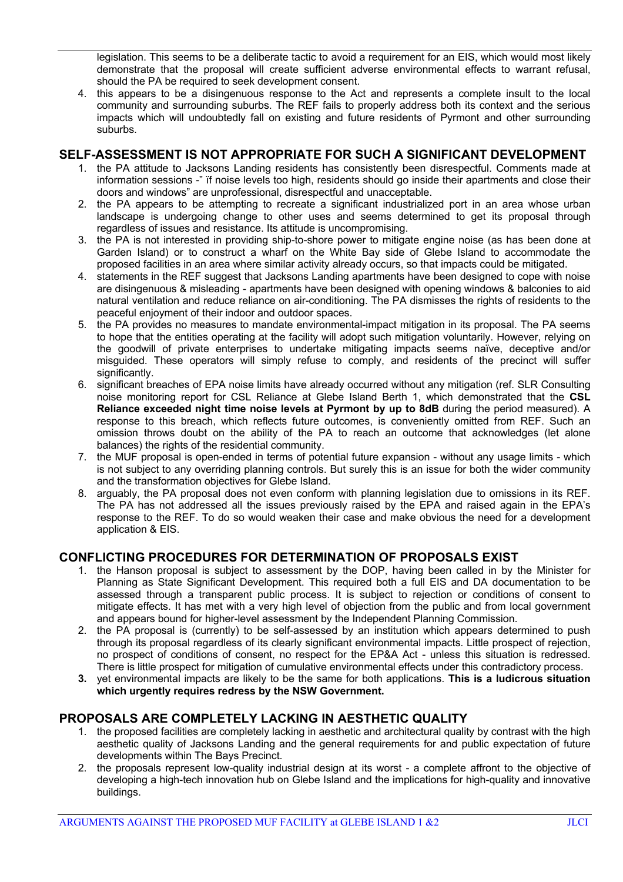legislation. This seems to be a deliberate tactic to avoid a requirement for an EIS, which would most likely demonstrate that the proposal will create sufficient adverse environmental effects to warrant refusal, should the PA be required to seek development consent.

4. this appears to be a disingenuous response to the Act and represents a complete insult to the local community and surrounding suburbs. The REF fails to properly address both its context and the serious impacts which will undoubtedly fall on existing and future residents of Pyrmont and other surrounding suburbs.

## SELF-ASSESSMENT IS NOT APPROPRIATE FOR SUCH A SIGNIFICANT DEVELOPMENT

1. the PA attitude to Jacksons Landing residents has consistently been disrespectful. Comments made at information sessions -" ïf noise levels too high, residents should go inside their apartments and close their doors and windows" are unprofessional, disrespectful and unacceptable.
2. the PA appears to be attempting to recreate a significant industrialized port in an area whose urban landscape is undergoing change to other uses and seems determined to get its proposal through regardless of issues and resistance. Its attitude is uncompromising.
3. the PA is not interested in providing ship-to-shore power to mitigate engine noise (as has been done at Garden Island) or to construct a wharf on the White Bay side of Glebe Island to accommodate the proposed facilities in an area where similar activity already occurs, so that impacts could be mitigated.
4. statements in the REF suggest that Jacksons Landing apartments have been designed to cope with noise are disingenuous & misleading - apartments have been designed with opening windows & balconies to aid natural ventilation and reduce reliance on air-conditioning. The PA dismisses the rights of residents to the peaceful enjoyment of their indoor and outdoor spaces.
5. the PA provides no measures to mandate environmental-impact mitigation in its proposal. The PA seems to hope that the entities operating at the facility will adopt such mitigation voluntarily. However, relying on the goodwill of private enterprises to undertake mitigating impacts seems naïve, deceptive and/or misguided. These operators will simply refuse to comply, and residents of the precinct will suffer significantly.
6. significant breaches of EPA noise limits have already occurred without any mitigation (ref. SLR Consulting noise monitoring report for CSL Reliance at Glebe Island Berth 1, which demonstrated that the **CSL Reliance exceeded night time noise levels at Pyrmont by up to 8dB** during the period measured). A response to this breach, which reflects future outcomes, is conveniently omitted from REF. Such an omission throws doubt on the ability of the PA to reach an outcome that acknowledges (let alone balances) the rights of the residential community.
7. the MUF proposal is open-ended in terms of potential future expansion - without any usage limits - which is not subject to any overriding planning controls. But surely this is an issue for both the wider community and the transformation objectives for Glebe Island.
8. arguably, the PA proposal does not even conform with planning legislation due to omissions in its REF. The PA has not addressed all the issues previously raised by the EPA and raised again in the EPA's response to the REF. To do so would weaken their case and make obvious the need for a development application & EIS.

## CONFLICTING PROCEDURES FOR DETERMINATION OF PROPOSALS EXIST

1. the Hanson proposal is subject to assessment by the DOP, having been called in by the Minister for Planning as State Significant Development. This required both a full EIS and DA documentation to be assessed through a transparent public process. It is subject to rejection or conditions of consent to mitigate effects. It has met with a very high level of objection from the public and from local government and appears bound for higher-level assessment by the Independent Planning Commission.
2. the PA proposal is (currently) to be self-assessed by an institution which appears determined to push through its proposal regardless of its clearly significant environmental impacts. Little prospect of rejection, no prospect of conditions of consent, no respect for the EP&A Act - unless this situation is redressed. There is little prospect for mitigation of cumulative environmental effects under this contradictory process.
3. yet environmental impacts are likely to be the same for both applications. **This is a ludicrous situation which urgently requires redress by the NSW Government.**

## PROPOSALS ARE COMPLETELY LACKING IN AESTHETIC QUALITY

1. the proposed facilities are completely lacking in aesthetic and architectural quality by contrast with the high aesthetic quality of Jacksons Landing and the general requirements for and public expectation of future developments within The Bays Precinct.
2. the proposals represent low-quality industrial design at its worst - a complete affront to the objective of developing a high-tech innovation hub on Glebe Island and the implications for high-quality and innovative buildings.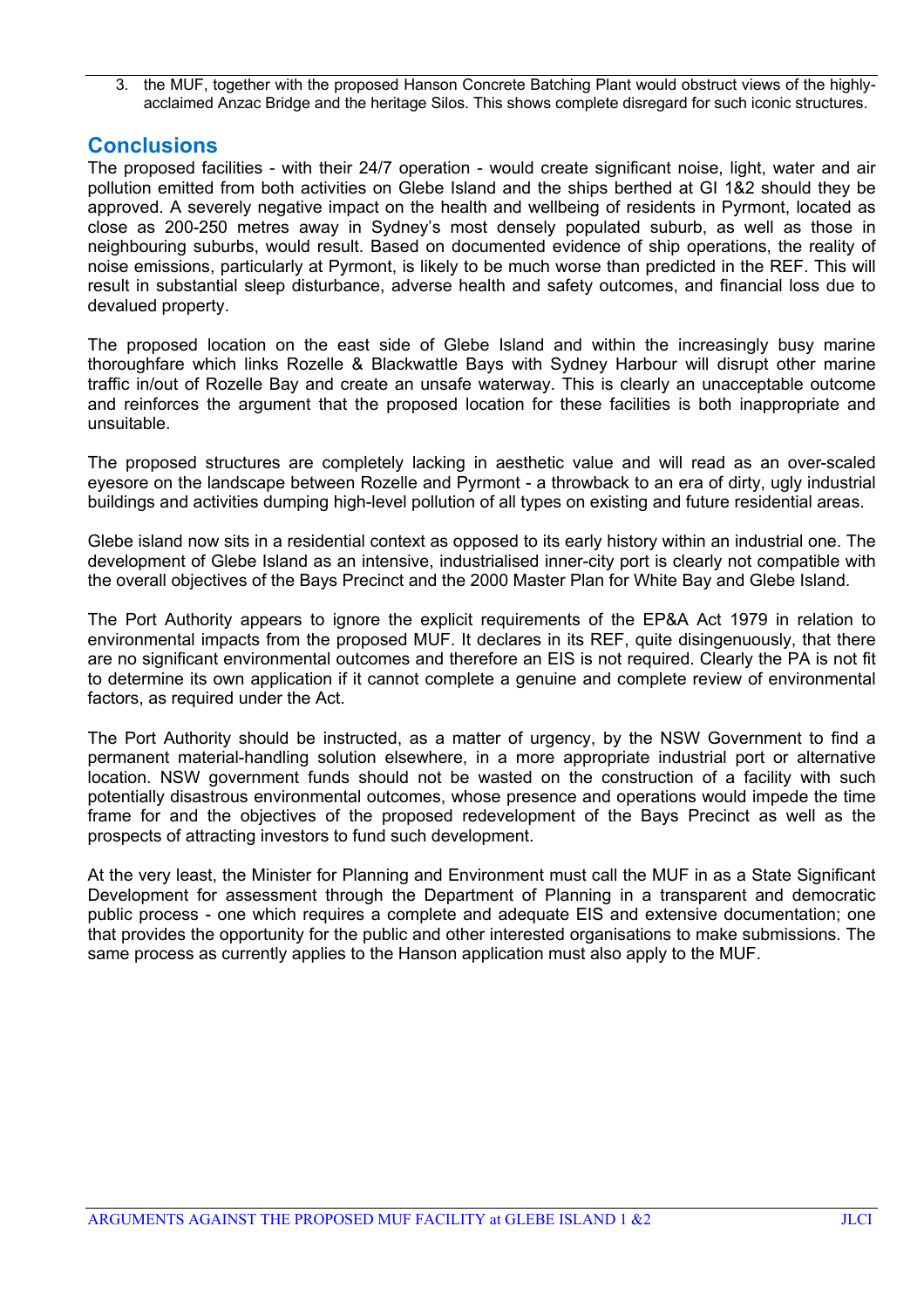3. the MUF, together with the proposed Hanson Concrete Batching Plant would obstruct views of the highly-acclaimed Anzac Bridge and the heritage Silos. This shows complete disregard for such iconic structures.

## Conclusions

The proposed facilities - with their 24/7 operation - would create significant noise, light, water and air pollution emitted from both activities on Glebe Island and the ships berthed at GI 1&2 should they be approved. A severely negative impact on the health and wellbeing of residents in Pyrmont, located as close as 200-250 metres away in Sydney's most densely populated suburb, as well as those in neighbouring suburbs, would result. Based on documented evidence of ship operations, the reality of noise emissions, particularly at Pyrmont, is likely to be much worse than predicted in the REF. This will result in substantial sleep disturbance, adverse health and safety outcomes, and financial loss due to devalued property.

The proposed location on the east side of Glebe Island and within the increasingly busy marine thoroughfare which links Rozelle & Blackwattle Bays with Sydney Harbour will disrupt other marine traffic in/out of Rozelle Bay and create an unsafe waterway. This is clearly an unacceptable outcome and reinforces the argument that the proposed location for these facilities is both inappropriate and unsuitable.

The proposed structures are completely lacking in aesthetic value and will read as an over-scaled eyesore on the landscape between Rozelle and Pyrmont - a throwback to an era of dirty, ugly industrial buildings and activities dumping high-level pollution of all types on existing and future residential areas.

Glebe island now sits in a residential context as opposed to its early history within an industrial one. The development of Glebe Island as an intensive, industrialised inner-city port is clearly not compatible with the overall objectives of the Bays Precinct and the 2000 Master Plan for White Bay and Glebe Island.

The Port Authority appears to ignore the explicit requirements of the EP&A Act 1979 in relation to environmental impacts from the proposed MUF. It declares in its REF, quite disingenuously, that there are no significant environmental outcomes and therefore an EIS is not required. Clearly the PA is not fit to determine its own application if it cannot complete a genuine and complete review of environmental factors, as required under the Act.

The Port Authority should be instructed, as a matter of urgency, by the NSW Government to find a permanent material-handling solution elsewhere, in a more appropriate industrial port or alternative location. NSW government funds should not be wasted on the construction of a facility with such potentially disastrous environmental outcomes, whose presence and operations would impede the time frame for and the objectives of the proposed redevelopment of the Bays Precinct as well as the prospects of attracting investors to fund such development.

At the very least, the Minister for Planning and Environment must call the MUF in as a State Significant Development for assessment through the Department of Planning in a transparent and democratic public process - one which requires a complete and adequate EIS and extensive documentation; one that provides the opportunity for the public and other interested organisations to make submissions. The same process as currently applies to the Hanson application must also apply to the MUF.